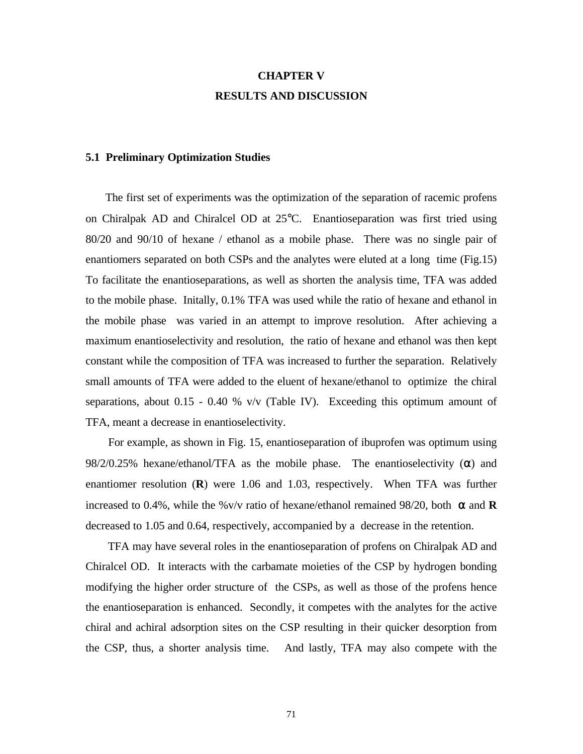# CHAPTER V
# RESULTS AND DISCUSSION

## 5.1 Preliminary Optimization Studies

The first set of experiments was the optimization of the separation of racemic profens on Chiralpak AD and Chiralcel OD at 25°C. Enantioseparation was first tried using 80/20 and 90/10 of hexane / ethanol as a mobile phase. There was no single pair of enantiomers separated on both CSPs and the analytes were eluted at a long time (Fig.15) To facilitate the enantioseparations, as well as shorten the analysis time, TFA was added to the mobile phase. Initally, 0.1% TFA was used while the ratio of hexane and ethanol in the mobile phase was varied in an attempt to improve resolution. After achieving a maximum enantioselectivity and resolution, the ratio of hexane and ethanol was then kept constant while the composition of TFA was increased to further the separation. Relatively small amounts of TFA were added to the eluent of hexane/ethanol to optimize the chiral separations, about 0.15 - 0.40 % v/v (Table IV). Exceeding this optimum amount of TFA, meant a decrease in enantioselectivity.

For example, as shown in Fig. 15, enantioseparation of ibuprofen was optimum using 98/2/0.25% hexane/ethanol/TFA as the mobile phase. The enantioselectivity ($\alpha$) and enantiomer resolution (**R**) were 1.06 and 1.03, respectively. When TFA was further increased to 0.4%, while the %v/v ratio of hexane/ethanol remained 98/20, both $\alpha$ and **R** decreased to 1.05 and 0.64, respectively, accompanied by a decrease in the retention.

TFA may have several roles in the enantioseparation of profens on Chiralpak AD and Chiralcel OD. It interacts with the carbamate moieties of the CSP by hydrogen bonding modifying the higher order structure of the CSPs, as well as those of the profens hence the enantioseparation is enhanced. Secondly, it competes with the analytes for the active chiral and achiral adsorption sites on the CSP resulting in their quicker desorption from the CSP, thus, a shorter analysis time. And lastly, TFA may also compete with the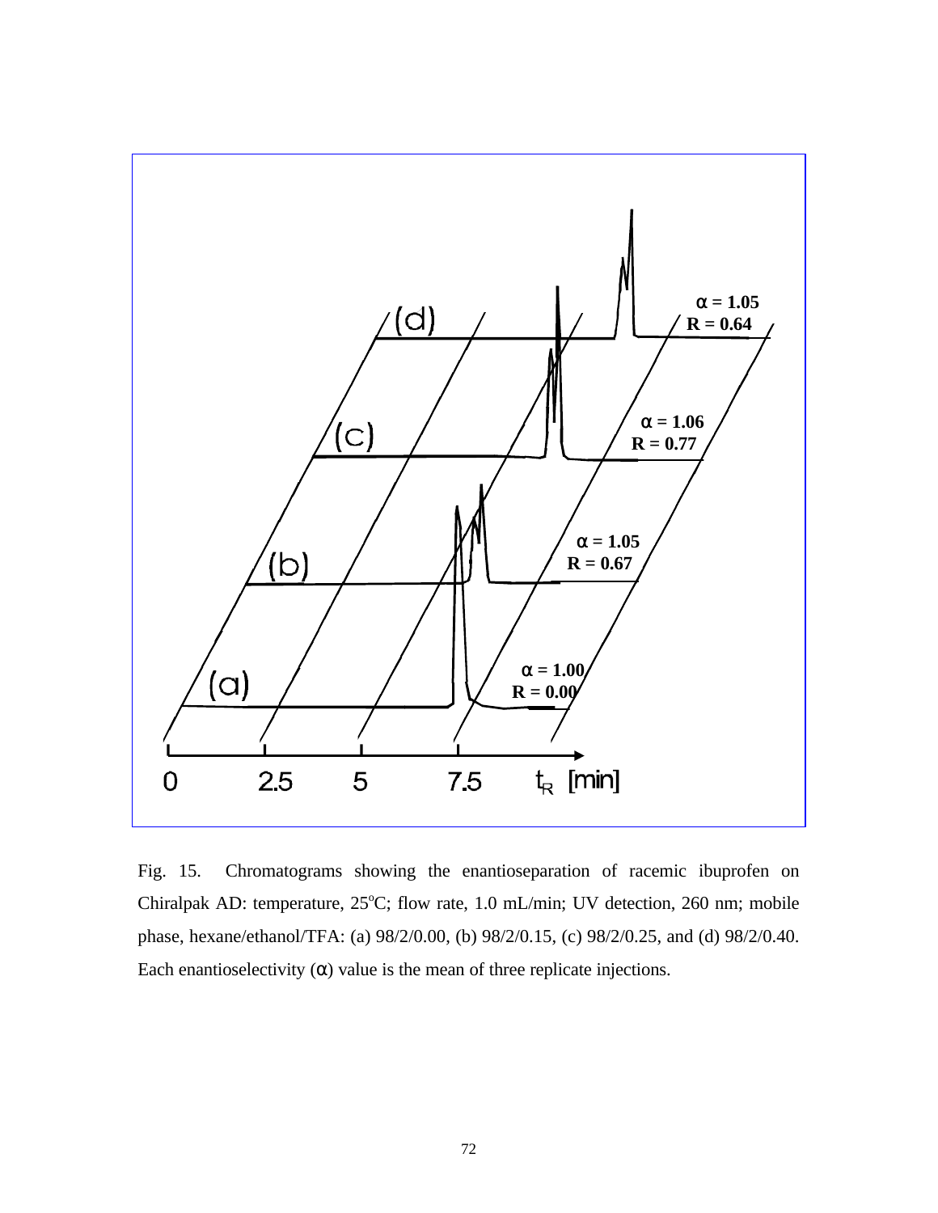Fig. 15. Chromatograms showing the enantioseparation of racemic ibuprofen on Chiralpak AD: temperature, 25°C; flow rate, 1.0 mL/min; UV detection, 260 nm; mobile phase, hexane/ethanol/TFA: (a) 98/2/0.00, (b) 98/2/0.15, (c) 98/2/0.25, and (d) 98/2/0.40. Each enantioselectivity ($\alpha$) value is the mean of three replicate injections.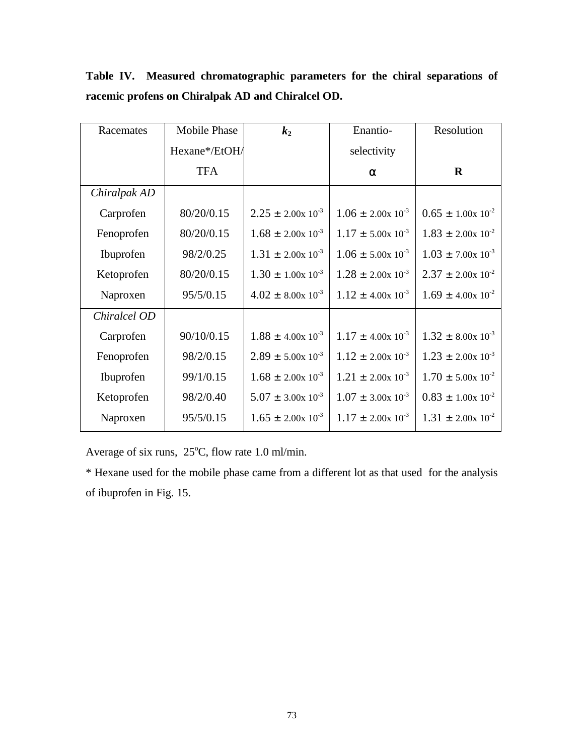**Table IV. Measured chromatographic parameters for the chiral separations of racemic profens on Chiralpak AD and Chiralcel OD.**

| Racemates | Mobile Phase Hexane*/EtOH/TFA | $\boldsymbol{k_2}$ | Enantio-selectivity $\alpha$ | Resolution **R** |
|---|---|---|---|---|
| *Chiralpak AD* | | | | |
| Carprofen | 80/20/0.15 | $2.25 \pm 2.00 \times 10^{-3}$ | $1.06 \pm 2.00 \times 10^{-3}$ | $0.65 \pm 1.00 \times 10^{-2}$ |
| Fenoprofen | 80/20/0.15 | $1.68 \pm 2.00 \times 10^{-3}$ | $1.17 \pm 5.00 \times 10^{-3}$ | $1.83 \pm 2.00 \times 10^{-2}$ |
| Ibuprofen | 98/2/0.25 | $1.31 \pm 2.00 \times 10^{-3}$ | $1.06 \pm 5.00 \times 10^{-3}$ | $1.03 \pm 7.00 \times 10^{-3}$ |
| Ketoprofen | 80/20/0.15 | $1.30 \pm 1.00 \times 10^{-3}$ | $1.28 \pm 2.00 \times 10^{-3}$ | $2.37 \pm 2.00 \times 10^{-2}$ |
| Naproxen | 95/5/0.15 | $4.02 \pm 8.00 \times 10^{-3}$ | $1.12 \pm 4.00 \times 10^{-3}$ | $1.69 \pm 4.00 \times 10^{-2}$ |
| *Chiralcel OD* | | | | |
| Carprofen | 90/10/0.15 | $1.88 \pm 4.00 \times 10^{-3}$ | $1.17 \pm 4.00 \times 10^{-3}$ | $1.32 \pm 8.00 \times 10^{-3}$ |
| Fenoprofen | 98/2/0.15 | $2.89 \pm 5.00 \times 10^{-3}$ | $1.12 \pm 2.00 \times 10^{-3}$ | $1.23 \pm 2.00 \times 10^{-3}$ |
| Ibuprofen | 99/1/0.15 | $1.68 \pm 2.00 \times 10^{-3}$ | $1.21 \pm 2.00 \times 10^{-3}$ | $1.70 \pm 5.00 \times 10^{-2}$ |
| Ketoprofen | 98/2/0.40 | $5.07 \pm 3.00 \times 10^{-3}$ | $1.07 \pm 3.00 \times 10^{-3}$ | $0.83 \pm 1.00 \times 10^{-2}$ |
| Naproxen | 95/5/0.15 | $1.65 \pm 2.00 \times 10^{-3}$ | $1.17 \pm 2.00 \times 10^{-3}$ | $1.31 \pm 2.00 \times 10^{-2}$ |

Average of six runs, 25$^{\circ}$C, flow rate 1.0 ml/min.

* Hexane used for the mobile phase came from a different lot as that used for the analysis of ibuprofen in Fig. 15.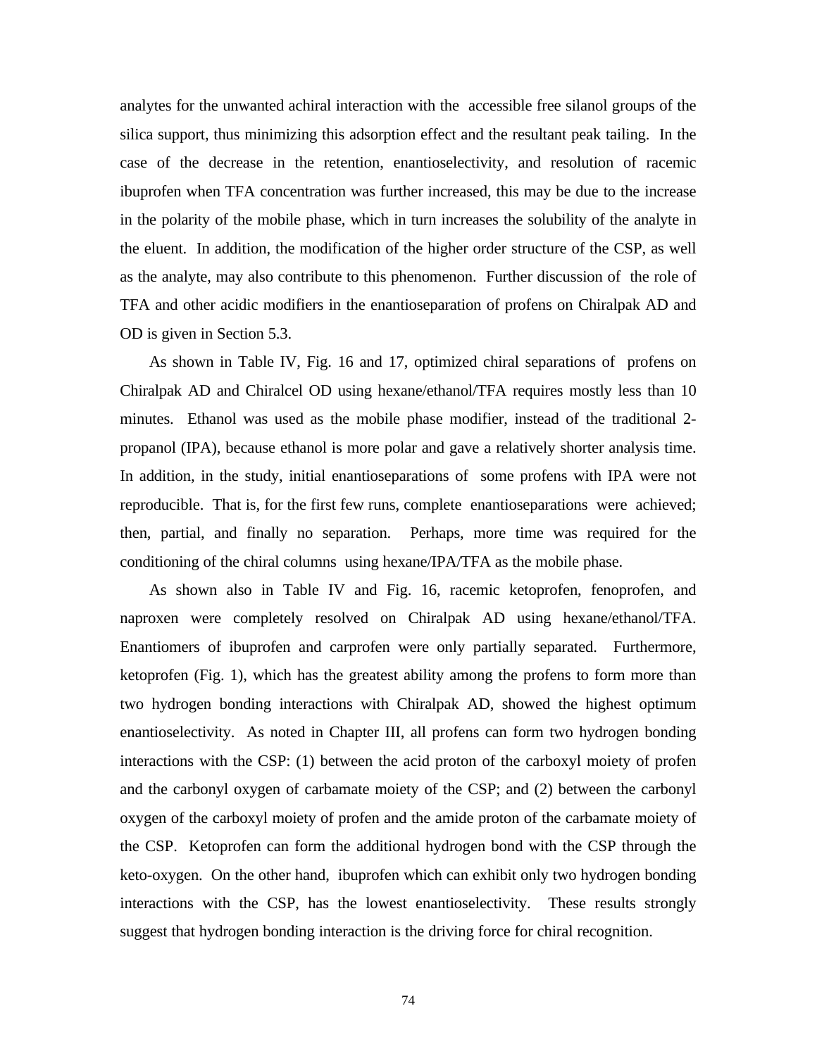analytes for the unwanted achiral interaction with the accessible free silanol groups of the silica support, thus minimizing this adsorption effect and the resultant peak tailing. In the case of the decrease in the retention, enantioselectivity, and resolution of racemic ibuprofen when TFA concentration was further increased, this may be due to the increase in the polarity of the mobile phase, which in turn increases the solubility of the analyte in the eluent. In addition, the modification of the higher order structure of the CSP, as well as the analyte, may also contribute to this phenomenon. Further discussion of the role of TFA and other acidic modifiers in the enantioseparation of profens on Chiralpak AD and OD is given in Section 5.3.

As shown in Table IV, Fig. 16 and 17, optimized chiral separations of profens on Chiralpak AD and Chiralcel OD using hexane/ethanol/TFA requires mostly less than 10 minutes. Ethanol was used as the mobile phase modifier, instead of the traditional 2-propanol (IPA), because ethanol is more polar and gave a relatively shorter analysis time. In addition, in the study, initial enantioseparations of some profens with IPA were not reproducible. That is, for the first few runs, complete enantioseparations were achieved; then, partial, and finally no separation. Perhaps, more time was required for the conditioning of the chiral columns using hexane/IPA/TFA as the mobile phase.

As shown also in Table IV and Fig. 16, racemic ketoprofen, fenoprofen, and naproxen were completely resolved on Chiralpak AD using hexane/ethanol/TFA. Enantiomers of ibuprofen and carprofen were only partially separated. Furthermore, ketoprofen (Fig. 1), which has the greatest ability among the profens to form more than two hydrogen bonding interactions with Chiralpak AD, showed the highest optimum enantioselectivity. As noted in Chapter III, all profens can form two hydrogen bonding interactions with the CSP: (1) between the acid proton of the carboxyl moiety of profen and the carbonyl oxygen of carbamate moiety of the CSP; and (2) between the carbonyl oxygen of the carboxyl moiety of profen and the amide proton of the carbamate moiety of the CSP. Ketoprofen can form the additional hydrogen bond with the CSP through the keto-oxygen. On the other hand, ibuprofen which can exhibit only two hydrogen bonding interactions with the CSP, has the lowest enantioselectivity. These results strongly suggest that hydrogen bonding interaction is the driving force for chiral recognition.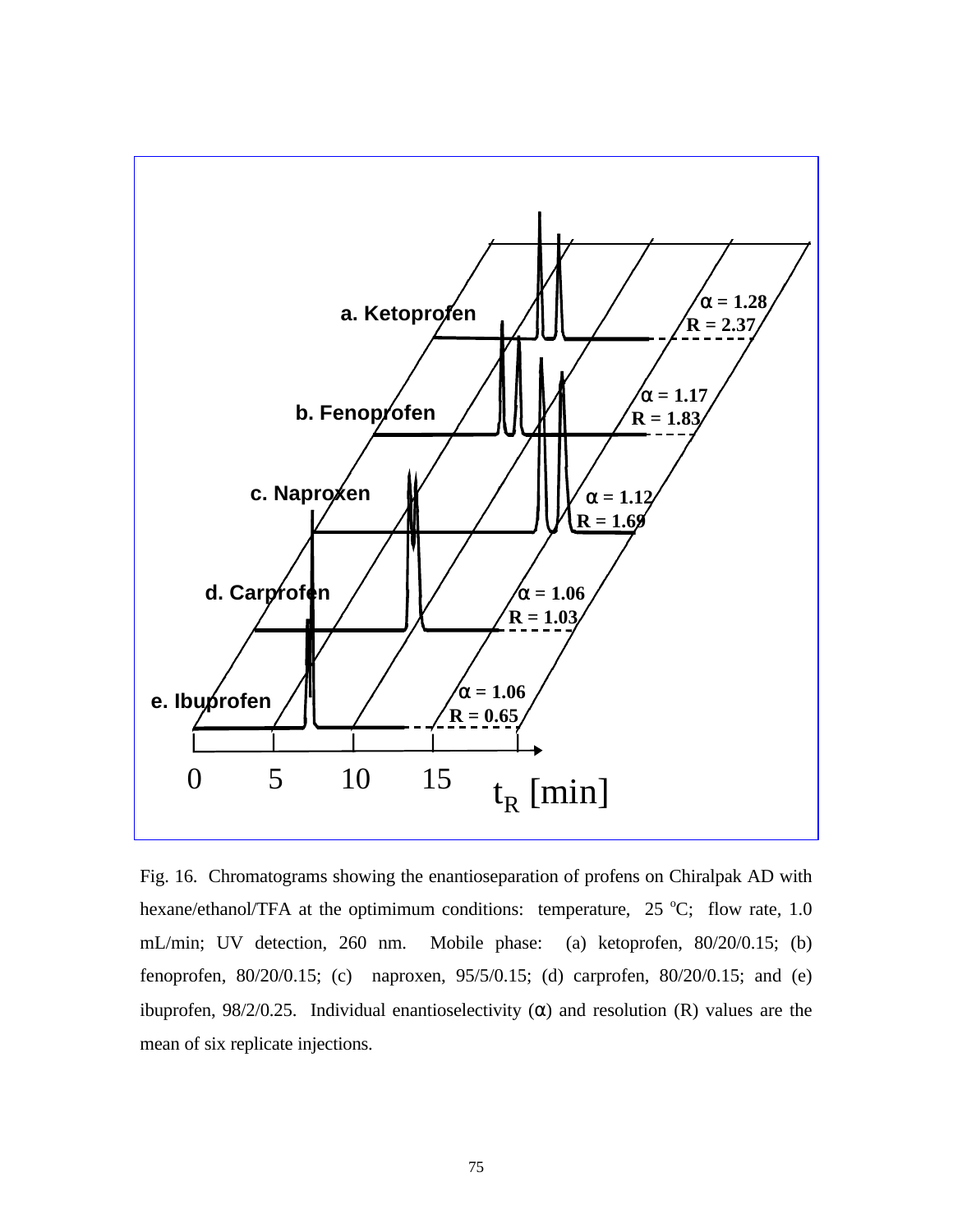Fig. 16. Chromatograms showing the enantioseparation of profens on Chiralpak AD with hexane/ethanol/TFA at the optimimum conditions: temperature, 25 $^{o}$C; flow rate, 1.0 mL/min; UV detection, 260 nm. Mobile phase: (a) ketoprofen, 80/20/0.15; (b) fenoprofen, 80/20/0.15; (c) naproxen, 95/5/0.15; (d) carprofen, 80/20/0.15; and (e) ibuprofen, 98/2/0.25. Individual enantioselectivity ($\alpha$) and resolution (R) values are the mean of six replicate injections.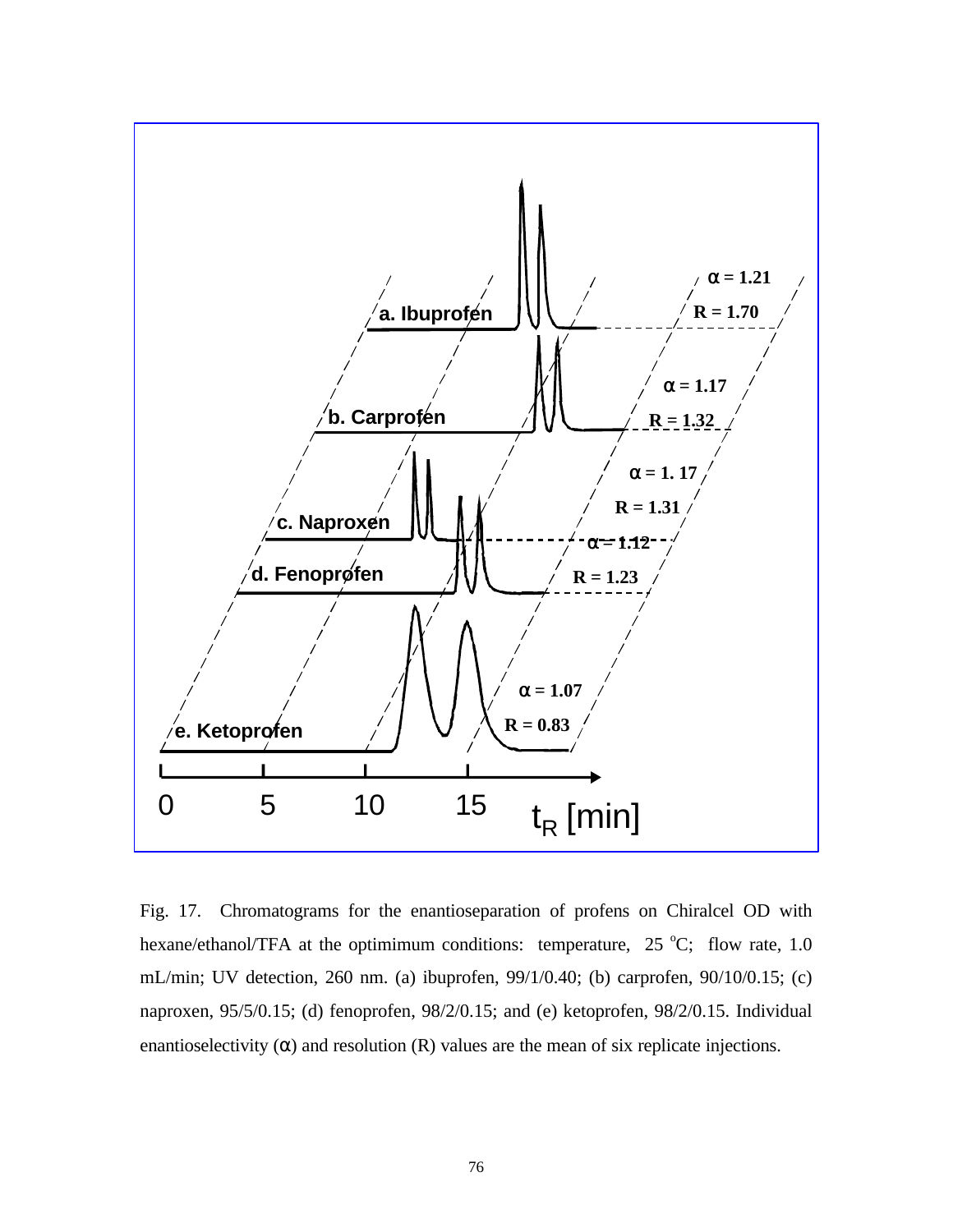Fig. 17. Chromatograms for the enantioseparation of profens on Chiralcel OD with hexane/ethanol/TFA at the optimimum conditions: temperature, 25 $^{o}$C; flow rate, 1.0 mL/min; UV detection, 260 nm. (a) ibuprofen, 99/1/0.40; (b) carprofen, 90/10/0.15; (c) naproxen, 95/5/0.15; (d) fenoprofen, 98/2/0.15; and (e) ketoprofen, 98/2/0.15. Individual enantioselectivity ($\alpha$) and resolution (R) values are the mean of six replicate injections.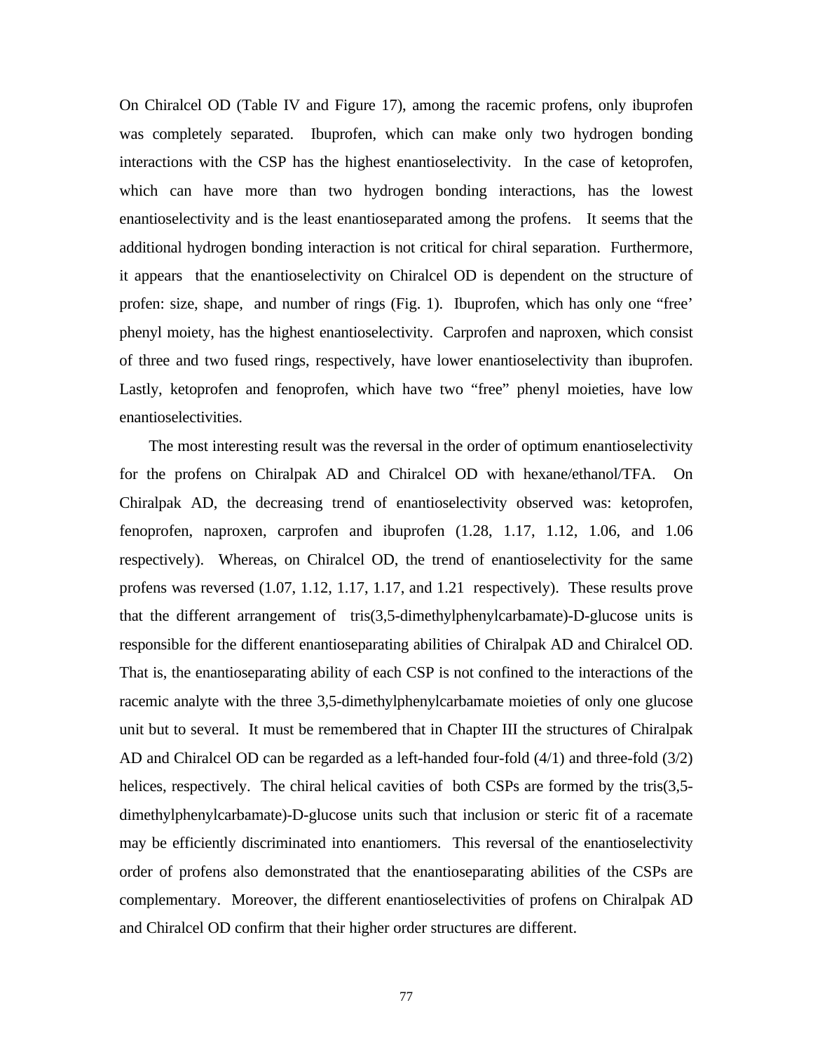On Chiralcel OD (Table IV and Figure 17), among the racemic profens, only ibuprofen was completely separated. Ibuprofen, which can make only two hydrogen bonding interactions with the CSP has the highest enantioselectivity. In the case of ketoprofen, which can have more than two hydrogen bonding interactions, has the lowest enantioselectivity and is the least enantioseparated among the profens. It seems that the additional hydrogen bonding interaction is not critical for chiral separation. Furthermore, it appears that the enantioselectivity on Chiralcel OD is dependent on the structure of profen: size, shape, and number of rings (Fig. 1). Ibuprofen, which has only one "free' phenyl moiety, has the highest enantioselectivity. Carprofen and naproxen, which consist of three and two fused rings, respectively, have lower enantioselectivity than ibuprofen. Lastly, ketoprofen and fenoprofen, which have two "free" phenyl moieties, have low enantioselectivities.

The most interesting result was the reversal in the order of optimum enantioselectivity for the profens on Chiralpak AD and Chiralcel OD with hexane/ethanol/TFA. On Chiralpak AD, the decreasing trend of enantioselectivity observed was: ketoprofen, fenoprofen, naproxen, carprofen and ibuprofen (1.28, 1.17, 1.12, 1.06, and 1.06 respectively). Whereas, on Chiralcel OD, the trend of enantioselectivity for the same profens was reversed (1.07, 1.12, 1.17, 1.17, and 1.21 respectively). These results prove that the different arrangement of tris(3,5-dimethylphenylcarbamate)-D-glucose units is responsible for the different enantioseparating abilities of Chiralpak AD and Chiralcel OD. That is, the enantioseparating ability of each CSP is not confined to the interactions of the racemic analyte with the three 3,5-dimethylphenylcarbamate moieties of only one glucose unit but to several. It must be remembered that in Chapter III the structures of Chiralpak AD and Chiralcel OD can be regarded as a left-handed four-fold (4/1) and three-fold (3/2) helices, respectively. The chiral helical cavities of both CSPs are formed by the tris(3,5-dimethylphenylcarbamate)-D-glucose units such that inclusion or steric fit of a racemate may be efficiently discriminated into enantiomers. This reversal of the enantioselectivity order of profens also demonstrated that the enantioseparating abilities of the CSPs are complementary. Moreover, the different enantioselectivities of profens on Chiralpak AD and Chiralcel OD confirm that their higher order structures are different.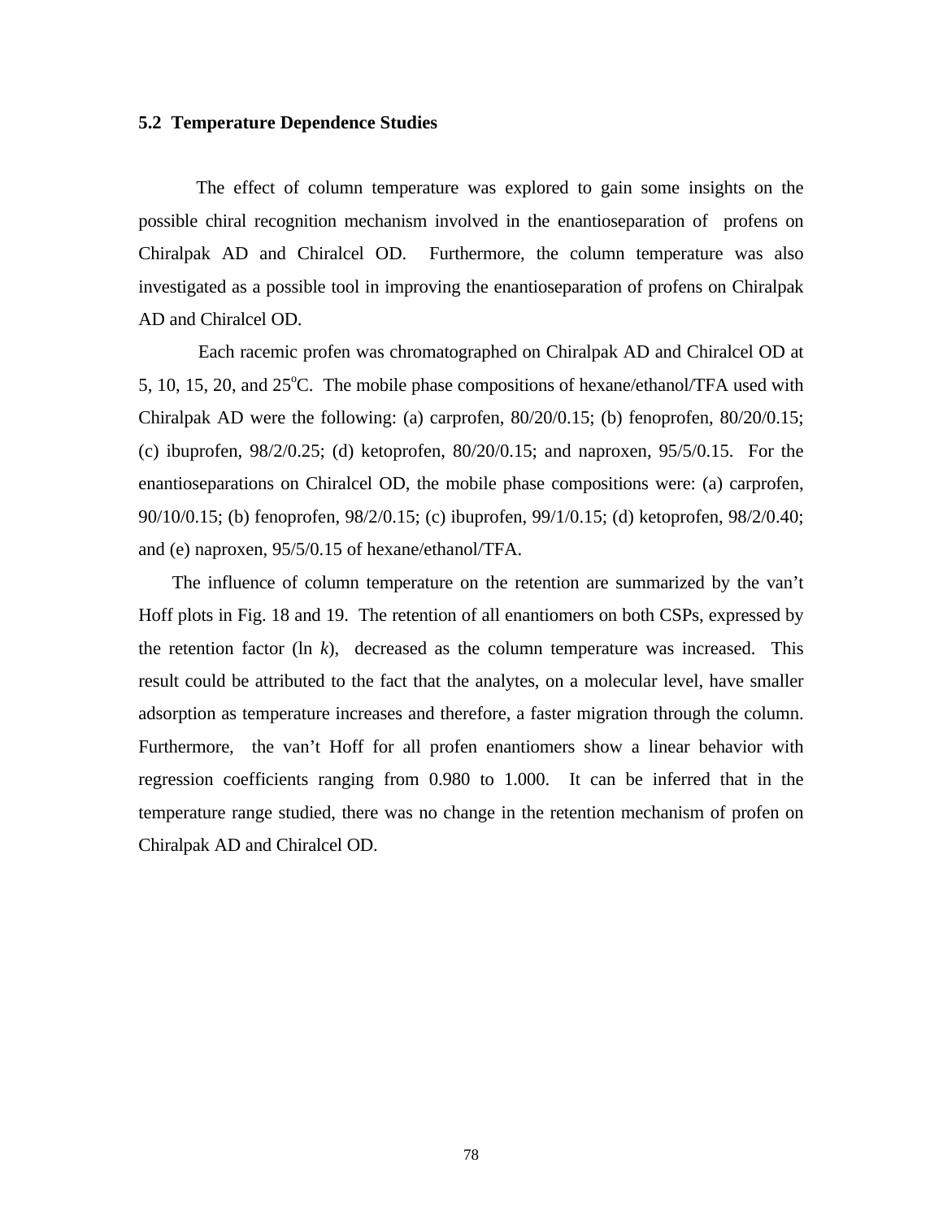### 5.2 Temperature Dependence Studies

The effect of column temperature was explored to gain some insights on the possible chiral recognition mechanism involved in the enantioseparation of profens on Chiralpak AD and Chiralcel OD. Furthermore, the column temperature was also investigated as a possible tool in improving the enantioseparation of profens on Chiralpak AD and Chiralcel OD.

Each racemic profen was chromatographed on Chiralpak AD and Chiralcel OD at 5, 10, 15, 20, and 25$^{o}$C. The mobile phase compositions of hexane/ethanol/TFA used with Chiralpak AD were the following: (a) carprofen, 80/20/0.15; (b) fenoprofen, 80/20/0.15; (c) ibuprofen, 98/2/0.25; (d) ketoprofen, 80/20/0.15; and naproxen, 95/5/0.15. For the enantioseparations on Chiralcel OD, the mobile phase compositions were: (a) carprofen, 90/10/0.15; (b) fenoprofen, 98/2/0.15; (c) ibuprofen, 99/1/0.15; (d) ketoprofen, 98/2/0.40; and (e) naproxen, 95/5/0.15 of hexane/ethanol/TFA.

The influence of column temperature on the retention are summarized by the van't Hoff plots in Fig. 18 and 19. The retention of all enantiomers on both CSPs, expressed by the retention factor (ln *k*), decreased as the column temperature was increased. This result could be attributed to the fact that the analytes, on a molecular level, have smaller adsorption as temperature increases and therefore, a faster migration through the column. Furthermore, the van't Hoff for all profen enantiomers show a linear behavior with regression coefficients ranging from 0.980 to 1.000. It can be inferred that in the temperature range studied, there was no change in the retention mechanism of profen on Chiralpak AD and Chiralcel OD.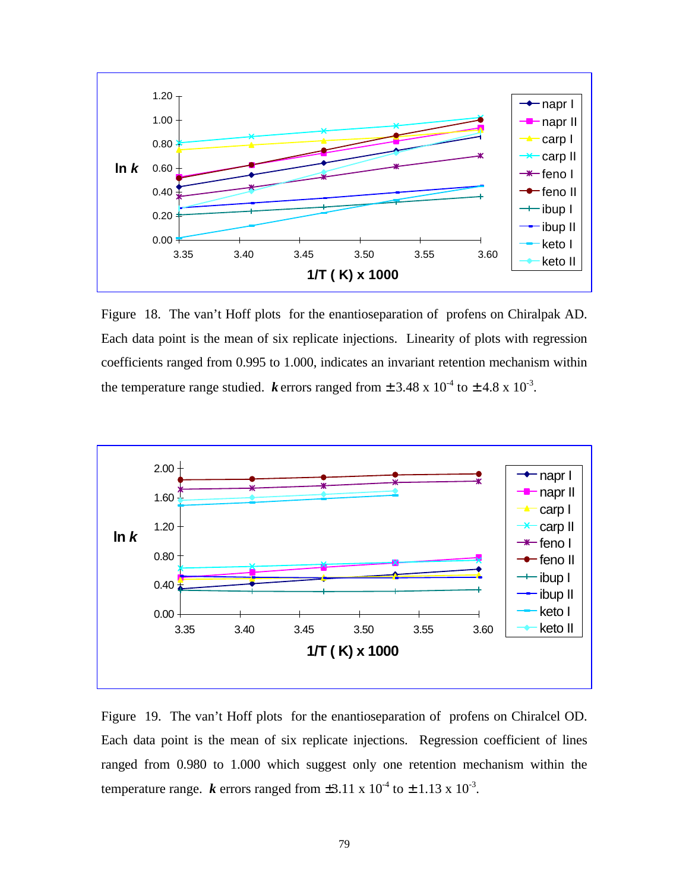Figure 18. The van't Hoff plots for the enantioseparation of profens on Chiralpak AD. Each data point is the mean of six replicate injections. Linearity of plots with regression coefficients ranged from 0.995 to 1.000, indicates an invariant retention mechanism within the temperature range studied. ***k*** errors ranged from $\pm 3.48 \times 10^{-4}$ to $\pm 4.8 \times 10^{-3}$.

Figure 19. The van't Hoff plots for the enantioseparation of profens on Chiralcel OD. Each data point is the mean of six replicate injections. Regression coefficient of lines ranged from 0.980 to 1.000 which suggest only one retention mechanism within the temperature range. ***k*** errors ranged from $\pm 3.11 \times 10^{-4}$ to $\pm 1.13 \times 10^{-3}$.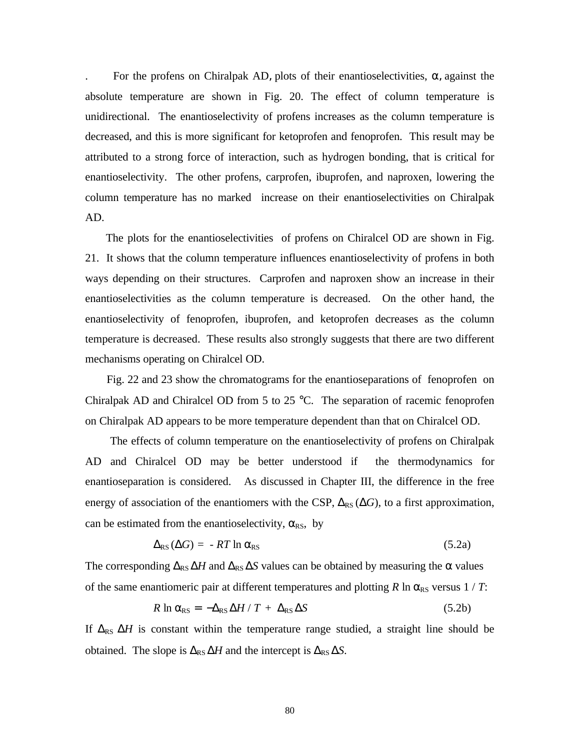. For the profens on Chiralpak AD, plots of their enantioselectivities, $\alpha$, against the absolute temperature are shown in Fig. 20. The effect of column temperature is unidirectional. The enantioselectivity of profens increases as the column temperature is decreased, and this is more significant for ketoprofen and fenoprofen. This result may be attributed to a strong force of interaction, such as hydrogen bonding, that is critical for enantioselectivity. The other profens, carprofen, ibuprofen, and naproxen, lowering the column temperature has no marked increase on their enantioselectivities on Chiralpak AD.

The plots for the enantioselectivities of profens on Chiralcel OD are shown in Fig. 21. It shows that the column temperature influences enantioselectivity of profens in both ways depending on their structures. Carprofen and naproxen show an increase in their enantioselectivities as the column temperature is decreased. On the other hand, the enantioselectivity of fenoprofen, ibuprofen, and ketoprofen decreases as the column temperature is decreased. These results also strongly suggests that there are two different mechanisms operating on Chiralcel OD.

Fig. 22 and 23 show the chromatograms for the enantioseparations of fenoprofen on Chiralpak AD and Chiralcel OD from 5 to 25 °C. The separation of racemic fenoprofen on Chiralpak AD appears to be more temperature dependent than that on Chiralcel OD.

The effects of column temperature on the enantioselectivity of profens on Chiralpak AD and Chiralcel OD may be better understood if the thermodynamics for enantioseparation is considered. As discussed in Chapter III, the difference in the free energy of association of the enantiomers with the CSP, $\Delta_{RS}(\Delta G)$, to a first approximation, can be estimated from the enantioselectivity, $\alpha_{RS}$, by

$$\Delta_{RS}(\Delta G) = -RT \ln \alpha_{RS} \qquad (5.2a)$$

The corresponding $\Delta_{RS}\Delta H$ and $\Delta_{RS}\Delta S$ values can be obtained by measuring the $\alpha$ values of the same enantiomeric pair at different temperatures and plotting $R \ln \alpha_{RS}$ versus $1/T$:

$$R \ln \alpha_{RS} = -\Delta_{RS}\Delta H / T + \Delta_{RS}\Delta S \qquad (5.2b)$$

If $\Delta_{RS}\Delta H$ is constant within the temperature range studied, a straight line should be obtained. The slope is $\Delta_{RS}\Delta H$ and the intercept is $\Delta_{RS}\Delta S$.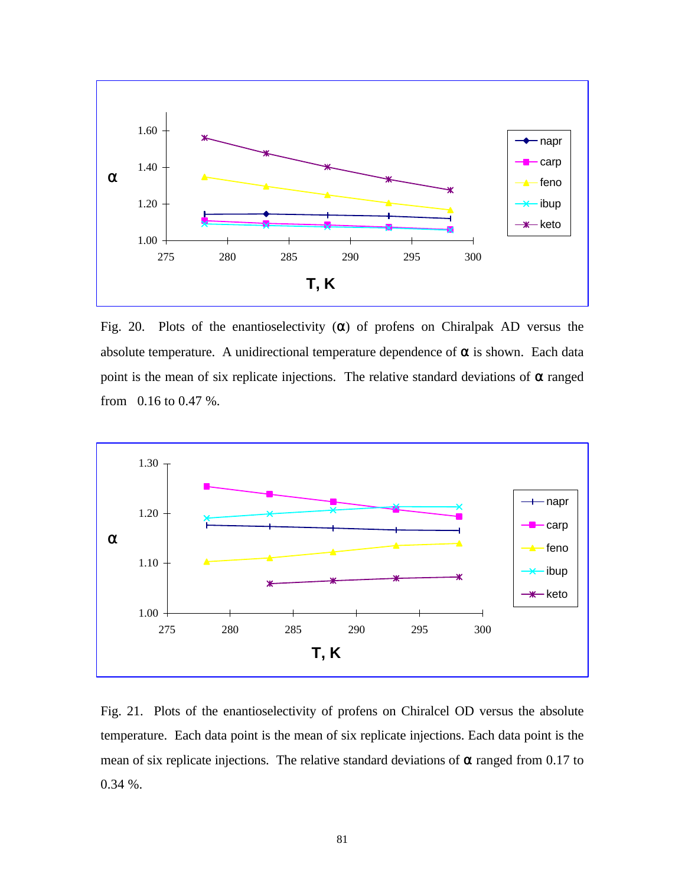Fig. 20. Plots of the enantioselectivity ($\alpha$) of profens on Chiralpak AD versus the absolute temperature. A unidirectional temperature dependence of $\alpha$ is shown. Each data point is the mean of six replicate injections. The relative standard deviations of $\alpha$ ranged from 0.16 to 0.47 %.

Fig. 21. Plots of the enantioselectivity of profens on Chiralcel OD versus the absolute temperature. Each data point is the mean of six replicate injections. Each data point is the mean of six replicate injections. The relative standard deviations of $\alpha$ ranged from 0.17 to 0.34 %.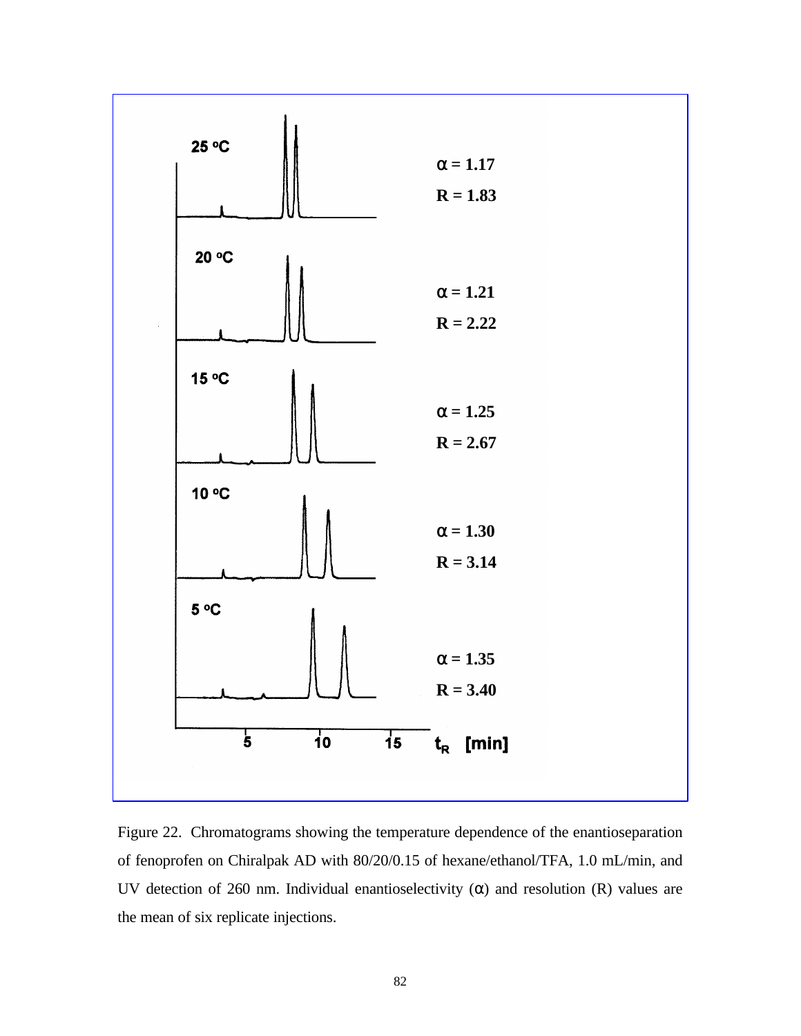| Temperature | α | R |
|---|---|---|
| 25 °C | 1.17 | 1.83 |
| 20 °C | 1.21 | 2.22 |
| 15 °C | 1.25 | 2.67 |
| 10 °C | 1.30 | 3.14 |
| 5 °C | 1.35 | 3.40 |

$t_R$ [min]: 5, 10, 15

Figure 22. Chromatograms showing the temperature dependence of the enantioseparation of fenoprofen on Chiralpak AD with 80/20/0.15 of hexane/ethanol/TFA, 1.0 mL/min, and UV detection of 260 nm. Individual enantioselectivity (α) and resolution (R) values are the mean of six replicate injections.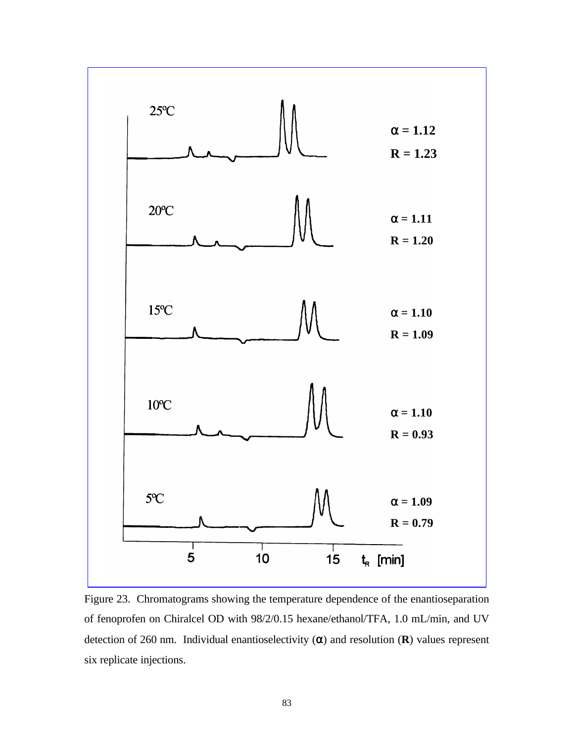| Temperature | α | R |
| --- | --- | --- |
| 25ºC | 1.12 | 1.23 |
| 20ºC | 1.11 | 1.20 |
| 15ºC | 1.10 | 1.09 |
| 10ºC | 1.10 | 0.93 |
| 5ºC | 1.09 | 0.79 |

Figure 23. Chromatograms showing the temperature dependence of the enantioseparation of fenoprofen on Chiralcel OD with 98/2/0.15 hexane/ethanol/TFA, 1.0 mL/min, and UV detection of 260 nm. Individual enantioselectivity (α) and resolution (**R**) values represent six replicate injections.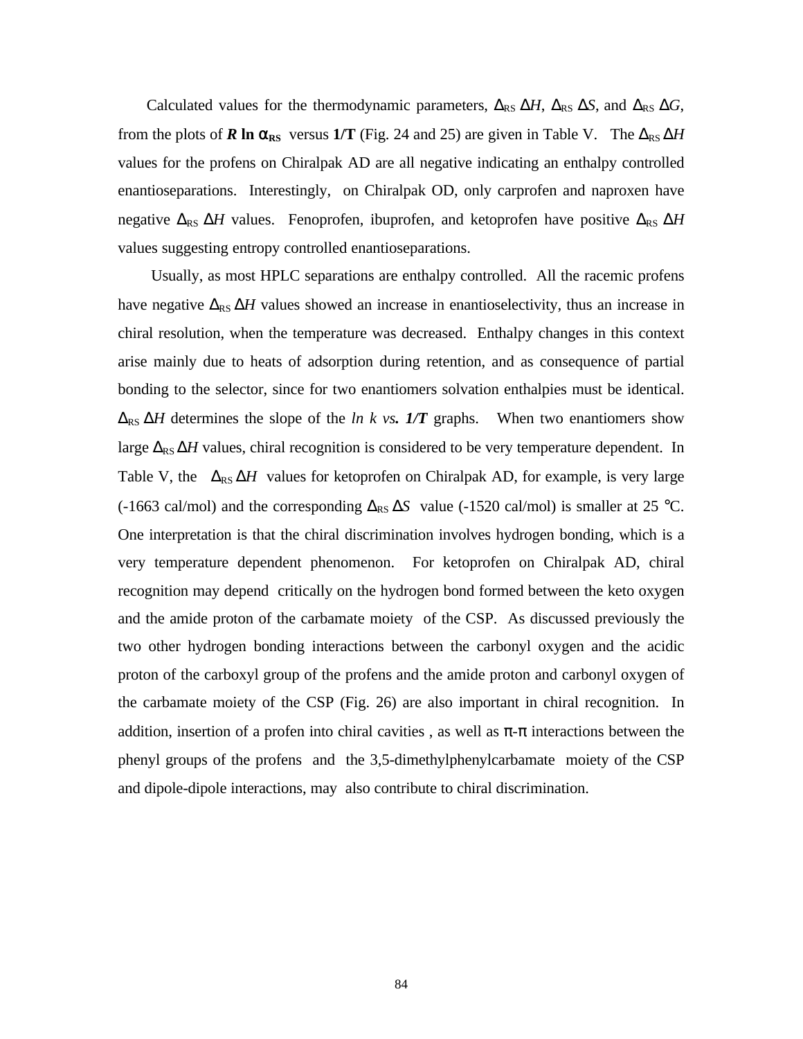Calculated values for the thermodynamic parameters, $\Delta_{RS}\,\Delta H$, $\Delta_{RS}\,\Delta S$, and $\Delta_{RS}\,\Delta G$, from the plots of $\boldsymbol{R}$ **ln** $\boldsymbol{\alpha_{RS}}$ versus **1/T** (Fig. 24 and 25) are given in Table V. The $\Delta_{RS}\,\Delta H$ values for the profens on Chiralpak AD are all negative indicating an enthalpy controlled enantioseparations. Interestingly, on Chiralpak OD, only carprofen and naproxen have negative $\Delta_{RS}\,\Delta H$ values. Fenoprofen, ibuprofen, and ketoprofen have positive $\Delta_{RS}\,\Delta H$ values suggesting entropy controlled enantioseparations.

Usually, as most HPLC separations are enthalpy controlled. All the racemic profens have negative $\Delta_{RS}\,\Delta H$ values showed an increase in enantioselectivity, thus an increase in chiral resolution, when the temperature was decreased. Enthalpy changes in this context arise mainly due to heats of adsorption during retention, and as consequence of partial bonding to the selector, since for two enantiomers solvation enthalpies must be identical. $\Delta_{RS}\,\Delta H$ determines the slope of the *ln k vs.* ***1/T*** graphs. When two enantiomers show large $\Delta_{RS}\,\Delta H$ values, chiral recognition is considered to be very temperature dependent. In Table V, the $\Delta_{RS}\,\Delta H$ values for ketoprofen on Chiralpak AD, for example, is very large (-1663 cal/mol) and the corresponding $\Delta_{RS}\,\Delta S$ value (-1520 cal/mol) is smaller at 25 °C. One interpretation is that the chiral discrimination involves hydrogen bonding, which is a very temperature dependent phenomenon. For ketoprofen on Chiralpak AD, chiral recognition may depend critically on the hydrogen bond formed between the keto oxygen and the amide proton of the carbamate moiety of the CSP. As discussed previously the two other hydrogen bonding interactions between the carbonyl oxygen and the acidic proton of the carboxyl group of the profens and the amide proton and carbonyl oxygen of the carbamate moiety of the CSP (Fig. 26) are also important in chiral recognition. In addition, insertion of a profen into chiral cavities , as well as $\pi$-$\pi$ interactions between the phenyl groups of the profens and the 3,5-dimethylphenylcarbamate moiety of the CSP and dipole-dipole interactions, may also contribute to chiral discrimination.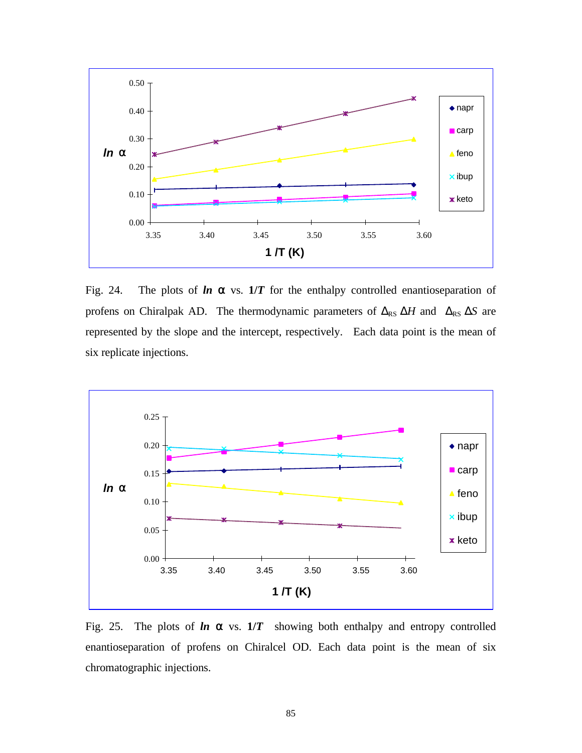Fig. 24. The plots of $\ln \alpha$ vs. $1/T$ for the enthalpy controlled enantioseparation of profens on Chiralpak AD. The thermodynamic parameters of $\Delta_{RS}\,\Delta H$ and $\Delta_{RS}\,\Delta S$ are represented by the slope and the intercept, respectively. Each data point is the mean of six replicate injections.

Fig. 25. The plots of $\ln \alpha$ vs. $1/T$ showing both enthalpy and entropy controlled enantioseparation of profens on Chiralcel OD. Each data point is the mean of six chromatographic injections.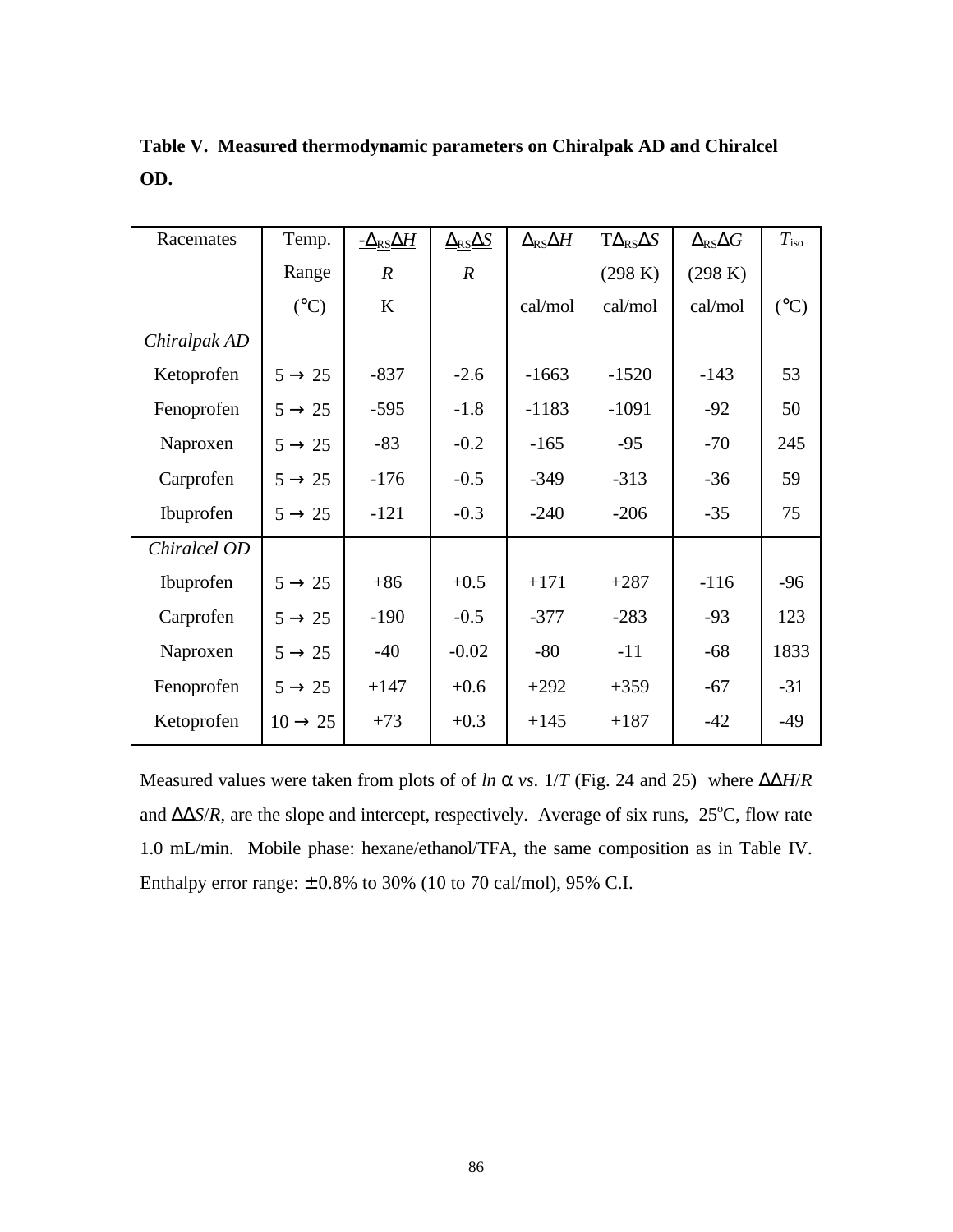**Table V. Measured thermodynamic parameters on Chiralpak AD and Chiralcel OD.**

| Racemates | Temp. Range (°C) | $-\Delta_{RS}\Delta H / R$ K | $\Delta_{RS}\Delta S / R$ | $\Delta_{RS}\Delta H$ cal/mol | $T\Delta_{RS}\Delta S$ (298 K) cal/mol | $\Delta_{RS}\Delta G$ (298 K) cal/mol | $T_{iso}$ (°C) |
|---|---|---|---|---|---|---|---|
| *Chiralpak AD* | | | | | | | |
| Ketoprofen | 5 → 25 | -837 | -2.6 | -1663 | -1520 | -143 | 53 |
| Fenoprofen | 5 → 25 | -595 | -1.8 | -1183 | -1091 | -92 | 50 |
| Naproxen | 5 → 25 | -83 | -0.2 | -165 | -95 | -70 | 245 |
| Carprofen | 5 → 25 | -176 | -0.5 | -349 | -313 | -36 | 59 |
| Ibuprofen | 5 → 25 | -121 | -0.3 | -240 | -206 | -35 | 75 |
| *Chiralcel OD* | | | | | | | |
| Ibuprofen | 5 → 25 | +86 | +0.5 | +171 | +287 | -116 | -96 |
| Carprofen | 5 → 25 | -190 | -0.5 | -377 | -283 | -93 | 123 |
| Naproxen | 5 → 25 | -40 | -0.02 | -80 | -11 | -68 | 1833 |
| Fenoprofen | 5 → 25 | +147 | +0.6 | +292 | +359 | -67 | -31 |
| Ketoprofen | 10 → 25 | +73 | +0.3 | +145 | +187 | -42 | -49 |

Measured values were taken from plots of of $\ln \alpha$ *vs*. $1/T$ (Fig. 24 and 25) where $\Delta\Delta H/R$ and $\Delta\Delta S/R$, are the slope and intercept, respectively. Average of six runs, 25°C, flow rate 1.0 mL/min. Mobile phase: hexane/ethanol/TFA, the same composition as in Table IV. Enthalpy error range: ± 0.8% to 30% (10 to 70 cal/mol), 95% C.I.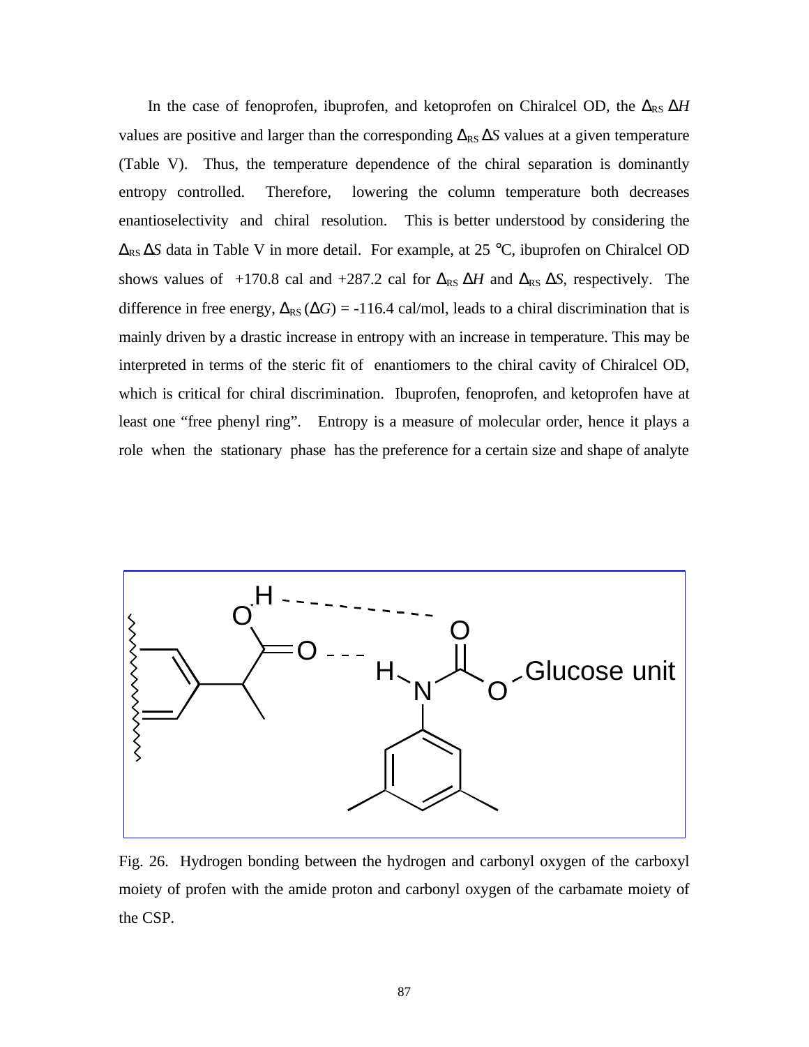In the case of fenoprofen, ibuprofen, and ketoprofen on Chiralcel OD, the $\Delta_{RS}\,\Delta H$ values are positive and larger than the corresponding $\Delta_{RS}\,\Delta S$ values at a given temperature (Table V). Thus, the temperature dependence of the chiral separation is dominantly entropy controlled. Therefore, lowering the column temperature both decreases enantioselectivity and chiral resolution. This is better understood by considering the $\Delta_{RS}\,\Delta S$ data in Table V in more detail. For example, at 25 °C, ibuprofen on Chiralcel OD shows values of +170.8 cal and +287.2 cal for $\Delta_{RS}\,\Delta H$ and $\Delta_{RS}\,\Delta S$, respectively. The difference in free energy, $\Delta_{RS}\,(\Delta G)$ = -116.4 cal/mol, leads to a chiral discrimination that is mainly driven by a drastic increase in entropy with an increase in temperature. This may be interpreted in terms of the steric fit of enantiomers to the chiral cavity of Chiralcel OD, which is critical for chiral discrimination. Ibuprofen, fenoprofen, and ketoprofen have at least one "free phenyl ring". Entropy is a measure of molecular order, hence it plays a role when the stationary phase has the preference for a certain size and shape of analyte

Fig. 26. Hydrogen bonding between the hydrogen and carbonyl oxygen of the carboxyl moiety of profen with the amide proton and carbonyl oxygen of the carbamate moiety of the CSP.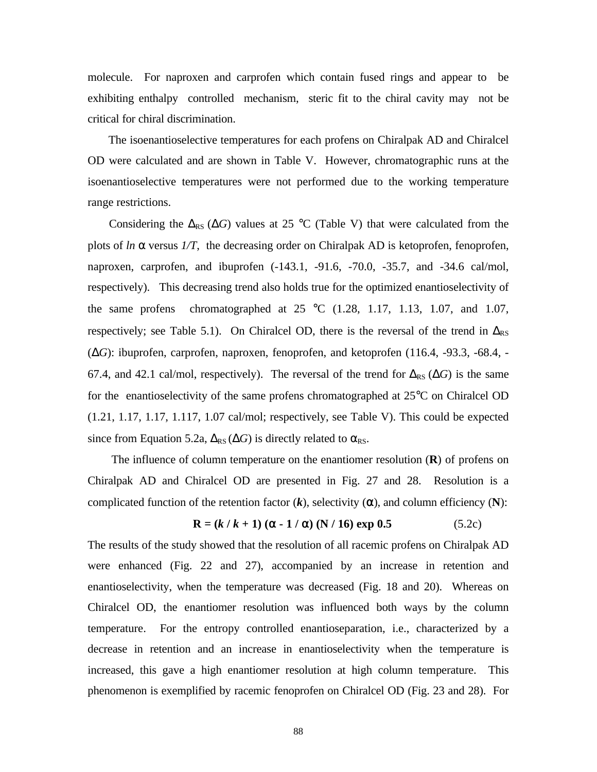molecule. For naproxen and carprofen which contain fused rings and appear to be exhibiting enthalpy controlled mechanism, steric fit to the chiral cavity may not be critical for chiral discrimination.

The isoenantioselective temperatures for each profens on Chiralpak AD and Chiralcel OD were calculated and are shown in Table V. However, chromatographic runs at the isoenantioselective temperatures were not performed due to the working temperature range restrictions.

Considering the $\Delta_{RS}$ ($\Delta G$) values at 25 °C (Table V) that were calculated from the plots of *ln* $\alpha$ versus *1/T*, the decreasing order on Chiralpak AD is ketoprofen, fenoprofen, naproxen, carprofen, and ibuprofen (-143.1, -91.6, -70.0, -35.7, and -34.6 cal/mol, respectively). This decreasing trend also holds true for the optimized enantioselectivity of the same profens chromatographed at 25 °C (1.28, 1.17, 1.13, 1.07, and 1.07, respectively; see Table 5.1). On Chiralcel OD, there is the reversal of the trend in $\Delta_{RS}$ ($\Delta G$): ibuprofen, carprofen, naproxen, fenoprofen, and ketoprofen (116.4, -93.3, -68.4, -67.4, and 42.1 cal/mol, respectively). The reversal of the trend for $\Delta_{RS}$ ($\Delta G$) is the same for the enantioselectivity of the same profens chromatographed at 25°C on Chiralcel OD (1.21, 1.17, 1.17, 1.117, 1.07 cal/mol; respectively, see Table V). This could be expected since from Equation 5.2a, $\Delta_{RS}$ ($\Delta G$) is directly related to $\alpha_{RS}$.

The influence of column temperature on the enantiomer resolution (**R**) of profens on Chiralpak AD and Chiralcel OD are presented in Fig. 27 and 28. Resolution is a complicated function of the retention factor (***k***), selectivity ($\alpha$), and column efficiency (**N**):

$$\mathbf{R = (k / k + 1)(\alpha - 1 / \alpha)(N / 16) \exp 0.5} \qquad (5.2c)$$

The results of the study showed that the resolution of all racemic profens on Chiralpak AD were enhanced (Fig. 22 and 27), accompanied by an increase in retention and enantioselectivity, when the temperature was decreased (Fig. 18 and 20). Whereas on Chiralcel OD, the enantiomer resolution was influenced both ways by the column temperature. For the entropy controlled enantioseparation, i.e., characterized by a decrease in retention and an increase in enantioselectivity when the temperature is increased, this gave a high enantiomer resolution at high column temperature. This phenomenon is exemplified by racemic fenoprofen on Chiralcel OD (Fig. 23 and 28). For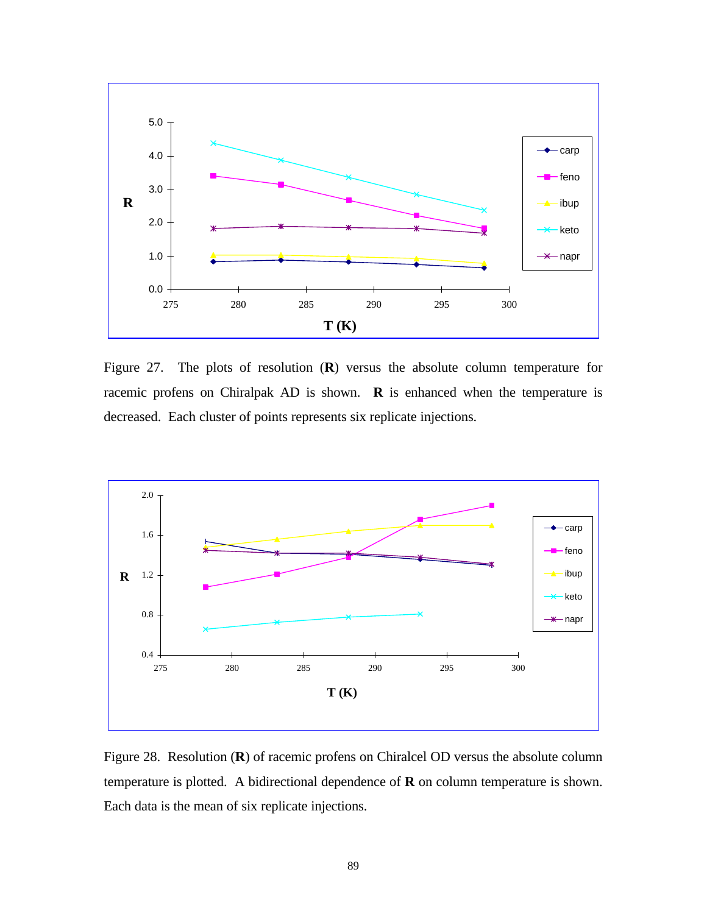Figure 27. The plots of resolution (**R**) versus the absolute column temperature for racemic profens on Chiralpak AD is shown. **R** is enhanced when the temperature is decreased. Each cluster of points represents six replicate injections.

Figure 28. Resolution (**R**) of racemic profens on Chiralcel OD versus the absolute column temperature is plotted. A bidirectional dependence of **R** on column temperature is shown. Each data is the mean of six replicate injections.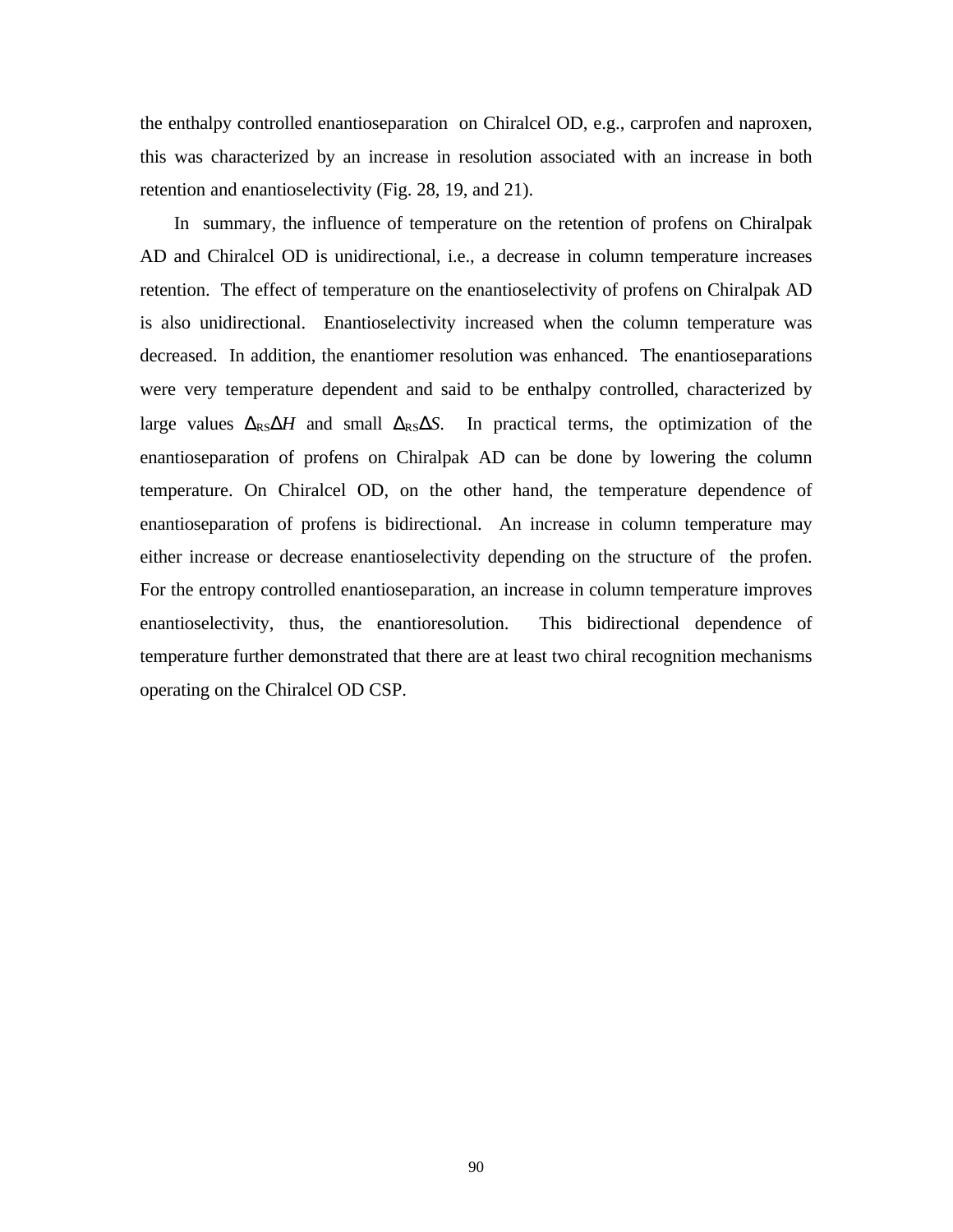the enthalpy controlled enantioseparation on Chiralcel OD, e.g., carprofen and naproxen, this was characterized by an increase in resolution associated with an increase in both retention and enantioselectivity (Fig. 28, 19, and 21).

In summary, the influence of temperature on the retention of profens on Chiralpak AD and Chiralcel OD is unidirectional, i.e., a decrease in column temperature increases retention. The effect of temperature on the enantioselectivity of profens on Chiralpak AD is also unidirectional. Enantioselectivity increased when the column temperature was decreased. In addition, the enantiomer resolution was enhanced. The enantioseparations were very temperature dependent and said to be enthalpy controlled, characterized by large values $\Delta_{RS}\Delta H$ and small $\Delta_{RS}\Delta S$. In practical terms, the optimization of the enantioseparation of profens on Chiralpak AD can be done by lowering the column temperature. On Chiralcel OD, on the other hand, the temperature dependence of enantioseparation of profens is bidirectional. An increase in column temperature may either increase or decrease enantioselectivity depending on the structure of the profen. For the entropy controlled enantioseparation, an increase in column temperature improves enantioselectivity, thus, the enantioresolution. This bidirectional dependence of temperature further demonstrated that there are at least two chiral recognition mechanisms operating on the Chiralcel OD CSP.